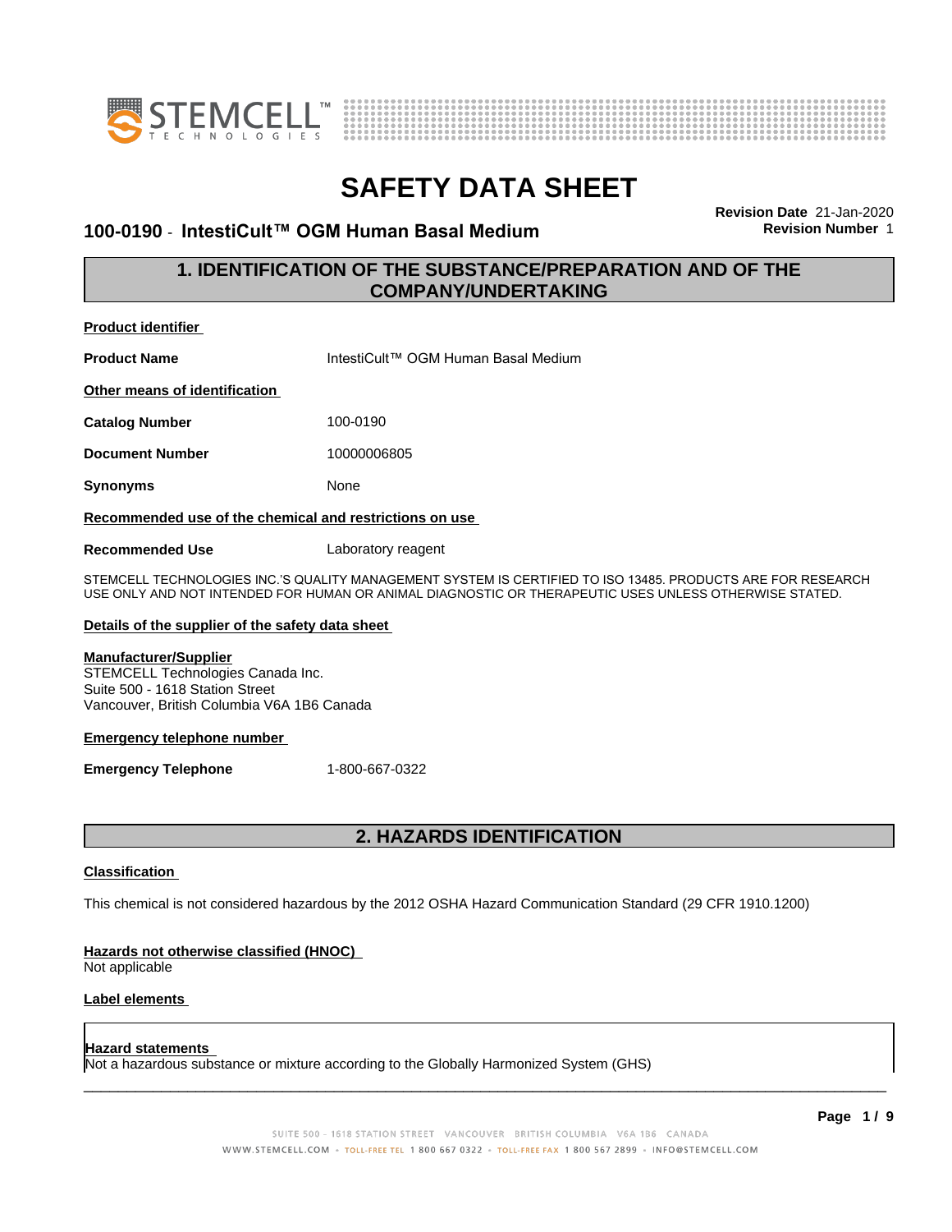# SAFETY DATA SHEET

**100-0190 - IntestiCult™ OGM Human Basal Medium**

**Revision Date** 21-Jan-2020
**Revision Number** 1

## 1. IDENTIFICATION OF THE SUBSTANCE/PREPARATION AND OF THE COMPANY/UNDERTAKING

**Product identifier**

**Product Name** IntestiCult™ OGM Human Basal Medium

**Other means of identification**

**Catalog Number** 100-0190

**Document Number** 10000006805

**Synonyms** None

**Recommended use of the chemical and restrictions on use**

**Recommended Use** Laboratory reagent

STEMCELL TECHNOLOGIES INC.'S QUALITY MANAGEMENT SYSTEM IS CERTIFIED TO ISO 13485. PRODUCTS ARE FOR RESEARCH USE ONLY AND NOT INTENDED FOR HUMAN OR ANIMAL DIAGNOSTIC OR THERAPEUTIC USES UNLESS OTHERWISE STATED.

**Details of the supplier of the safety data sheet**

**Manufacturer/Supplier**
STEMCELL Technologies Canada Inc.
Suite 500 - 1618 Station Street
Vancouver, British Columbia V6A 1B6 Canada

**Emergency telephone number**

**Emergency Telephone** 1-800-667-0322

## 2. HAZARDS IDENTIFICATION

**Classification**

This chemical is not considered hazardous by the 2012 OSHA Hazard Communication Standard (29 CFR 1910.1200)

**Hazards not otherwise classified (HNOC)**
Not applicable

**Label elements**

**Hazard statements**
Not a hazardous substance or mixture according to the Globally Harmonized System (GHS)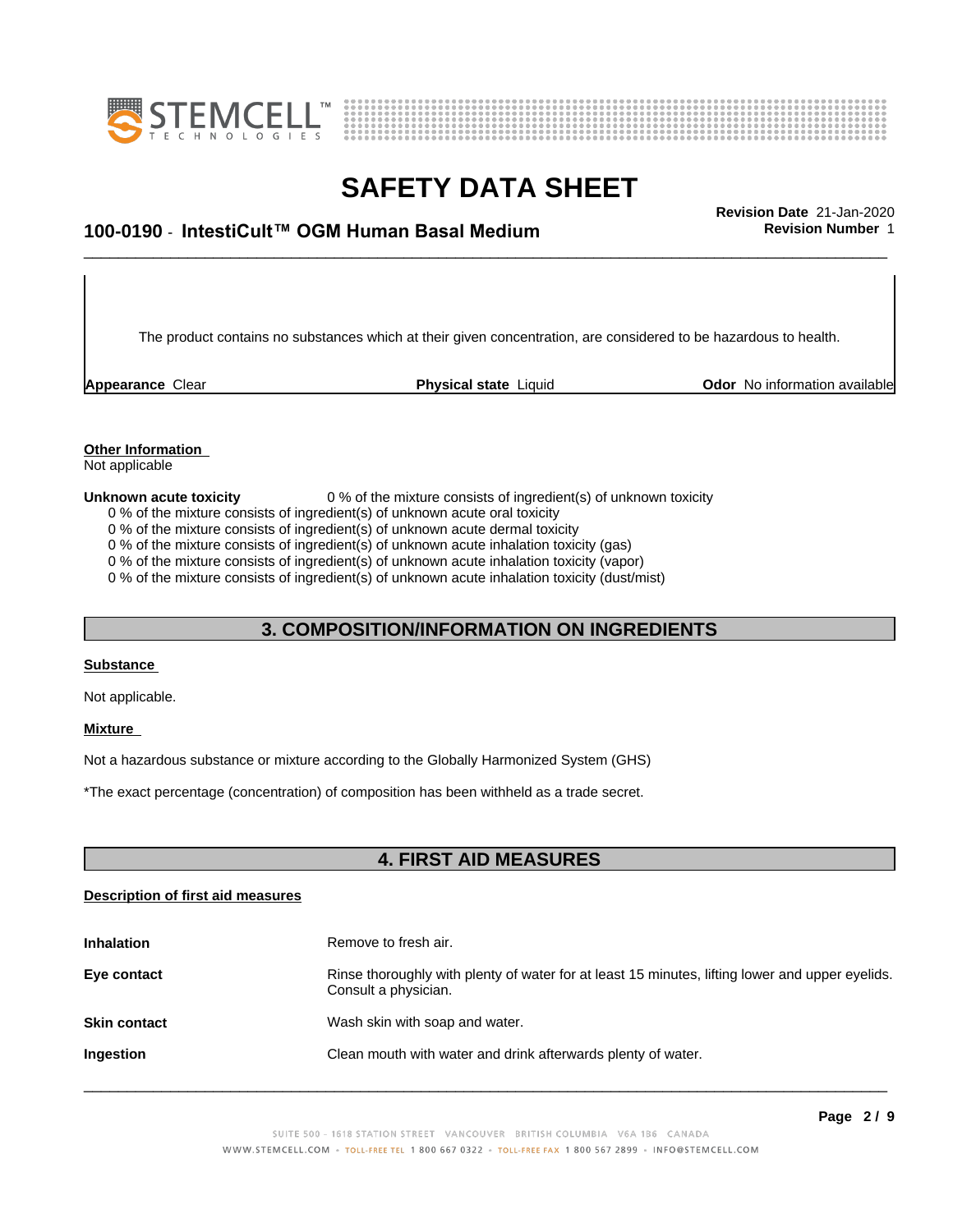The product contains no substances which at their given concentration, are considered to be hazardous to health.

| **Appearance** Clear | **Physical state** Liquid | **Odor** No information available |
|---|---|---|

**Other Information**

Not applicable

**Unknown acute toxicity** 0 % of the mixture consists of ingredient(s) of unknown toxicity

0 % of the mixture consists of ingredient(s) of unknown acute oral toxicity
0 % of the mixture consists of ingredient(s) of unknown acute dermal toxicity
0 % of the mixture consists of ingredient(s) of unknown acute inhalation toxicity (gas)
0 % of the mixture consists of ingredient(s) of unknown acute inhalation toxicity (vapor)
0 % of the mixture consists of ingredient(s) of unknown acute inhalation toxicity (dust/mist)

## 3. COMPOSITION/INFORMATION ON INGREDIENTS

**Substance**

Not applicable.

**Mixture**

Not a hazardous substance or mixture according to the Globally Harmonized System (GHS)

*The exact percentage (concentration) of composition has been withheld as a trade secret.

## 4. FIRST AID MEASURES

**Description of first aid measures**

| | |
|---|---|
| **Inhalation** | Remove to fresh air. |
| **Eye contact** | Rinse thoroughly with plenty of water for at least 15 minutes, lifting lower and upper eyelids. Consult a physician. |
| **Skin contact** | Wash skin with soap and water. |
| **Ingestion** | Clean mouth with water and drink afterwards plenty of water. |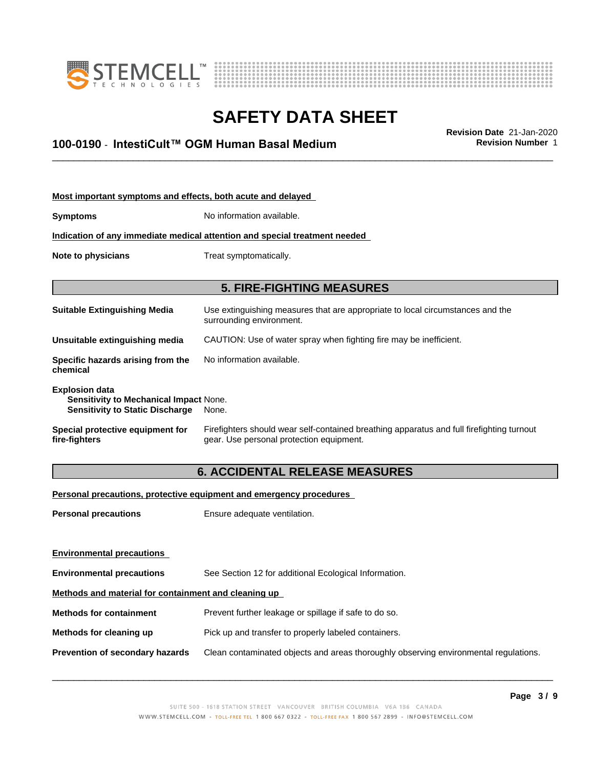**Most important symptoms and effects, both acute and delayed**

**Symptoms** No information available.

**Indication of any immediate medical attention and special treatment needed**

**Note to physicians** Treat symptomatically.

## 5. FIRE-FIGHTING MEASURES

**Suitable Extinguishing Media** Use extinguishing measures that are appropriate to local circumstances and the surrounding environment.

**Unsuitable extinguishing media** CAUTION: Use of water spray when fighting fire may be inefficient.

**Specific hazards arising from the chemical** No information available.

**Explosion data**
**Sensitivity to Mechanical Impact** None.
**Sensitivity to Static Discharge** None.

**Special protective equipment for fire-fighters** Firefighters should wear self-contained breathing apparatus and full firefighting turnout gear. Use personal protection equipment.

## 6. ACCIDENTAL RELEASE MEASURES

**Personal precautions, protective equipment and emergency procedures**

**Personal precautions** Ensure adequate ventilation.

**Environmental precautions**

**Environmental precautions** See Section 12 for additional Ecological Information.

**Methods and material for containment and cleaning up**

**Methods for containment** Prevent further leakage or spillage if safe to do so.

**Methods for cleaning up** Pick up and transfer to properly labeled containers.

**Prevention of secondary hazards** Clean contaminated objects and areas thoroughly observing environmental regulations.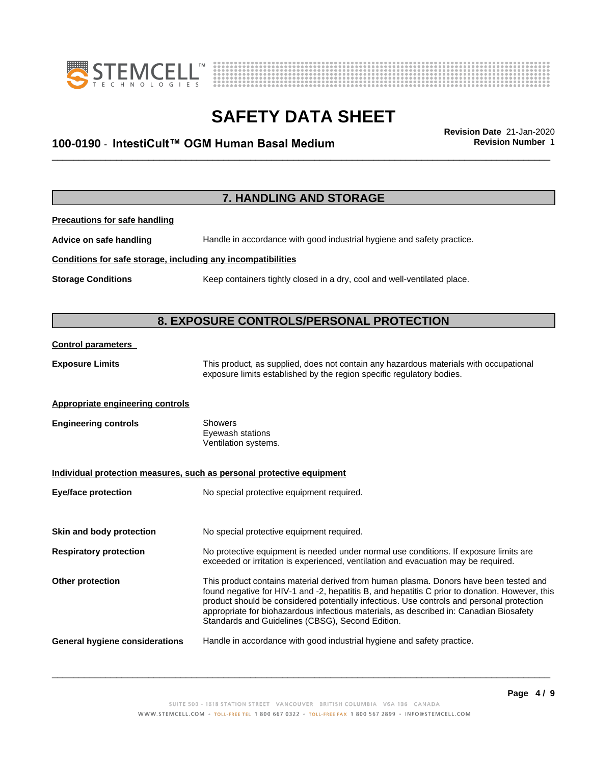## 7. HANDLING AND STORAGE

**Precautions for safe handling**

**Advice on safe handling** Handle in accordance with good industrial hygiene and safety practice.

**Conditions for safe storage, including any incompatibilities**

**Storage Conditions** Keep containers tightly closed in a dry, cool and well-ventilated place.

## 8. EXPOSURE CONTROLS/PERSONAL PROTECTION

**Control parameters**

**Exposure Limits** This product, as supplied, does not contain any hazardous materials with occupational exposure limits established by the region specific regulatory bodies.

**Appropriate engineering controls**

**Engineering controls** Showers
Eyewash stations
Ventilation systems.

**Individual protection measures, such as personal protective equipment**

**Eye/face protection** No special protective equipment required.

**Skin and body protection** No special protective equipment required.

**Respiratory protection** No protective equipment is needed under normal use conditions. If exposure limits are exceeded or irritation is experienced, ventilation and evacuation may be required.

**Other protection** This product contains material derived from human plasma. Donors have been tested and found negative for HIV-1 and -2, hepatitis B, and hepatitis C prior to donation. However, this product should be considered potentially infectious. Use controls and personal protection appropriate for biohazardous infectious materials, as described in: Canadian Biosafety Standards and Guidelines (CBSG), Second Edition.

**General hygiene considerations** Handle in accordance with good industrial hygiene and safety practice.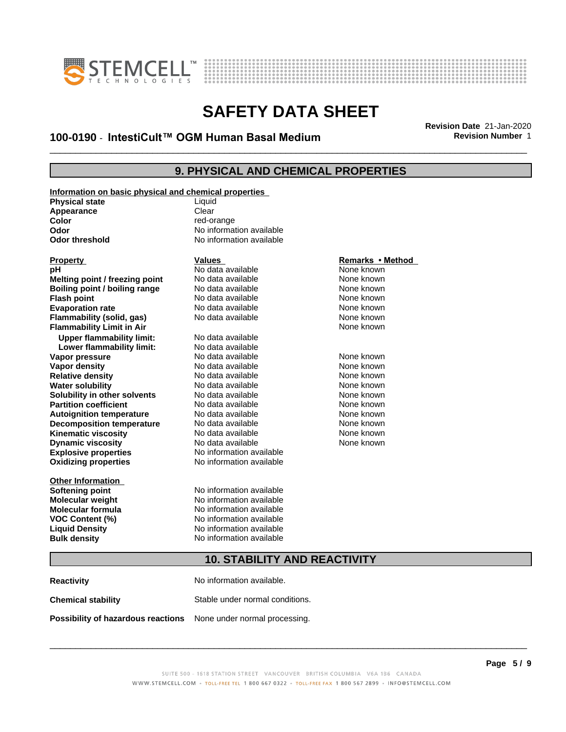# SAFETY DATA SHEET

## 100-0190 - IntestiCult™ OGM Human Basal Medium

**Revision Date** 21-Jan-2020
**Revision Number** 1

## 9. PHYSICAL AND CHEMICAL PROPERTIES

**Information on basic physical and chemical properties**

| | |
|---|---|
| **Physical state** | Liquid |
| **Appearance** | Clear |
| **Color** | red-orange |
| **Odor** | No information available |
| **Odor threshold** | No information available |

| **Property** | **Values** | **Remarks • Method** |
|---|---|---|
| **pH** | No data available | None known |
| **Melting point / freezing point** | No data available | None known |
| **Boiling point / boiling range** | No data available | None known |
| **Flash point** | No data available | None known |
| **Evaporation rate** | No data available | None known |
| **Flammability (solid, gas)** | No data available | None known |
| **Flammability Limit in Air** | | None known |
| **Upper flammability limit:** | No data available | |
| **Lower flammability limit:** | No data available | |
| **Vapor pressure** | No data available | None known |
| **Vapor density** | No data available | None known |
| **Relative density** | No data available | None known |
| **Water solubility** | No data available | None known |
| **Solubility in other solvents** | No data available | None known |
| **Partition coefficient** | No data available | None known |
| **Autoignition temperature** | No data available | None known |
| **Decomposition temperature** | No data available | None known |
| **Kinematic viscosity** | No data available | None known |
| **Dynamic viscosity** | No data available | None known |
| **Explosive properties** | No information available | |
| **Oxidizing properties** | No information available | |

**Other Information**

| | |
|---|---|
| **Softening point** | No information available |
| **Molecular weight** | No information available |
| **Molecular formula** | No information available |
| **VOC Content (%)** | No information available |
| **Liquid Density** | No information available |
| **Bulk density** | No information available |

## 10. STABILITY AND REACTIVITY

| | |
|---|---|
| **Reactivity** | No information available. |
| **Chemical stability** | Stable under normal conditions. |
| **Possibility of hazardous reactions** | None under normal processing. |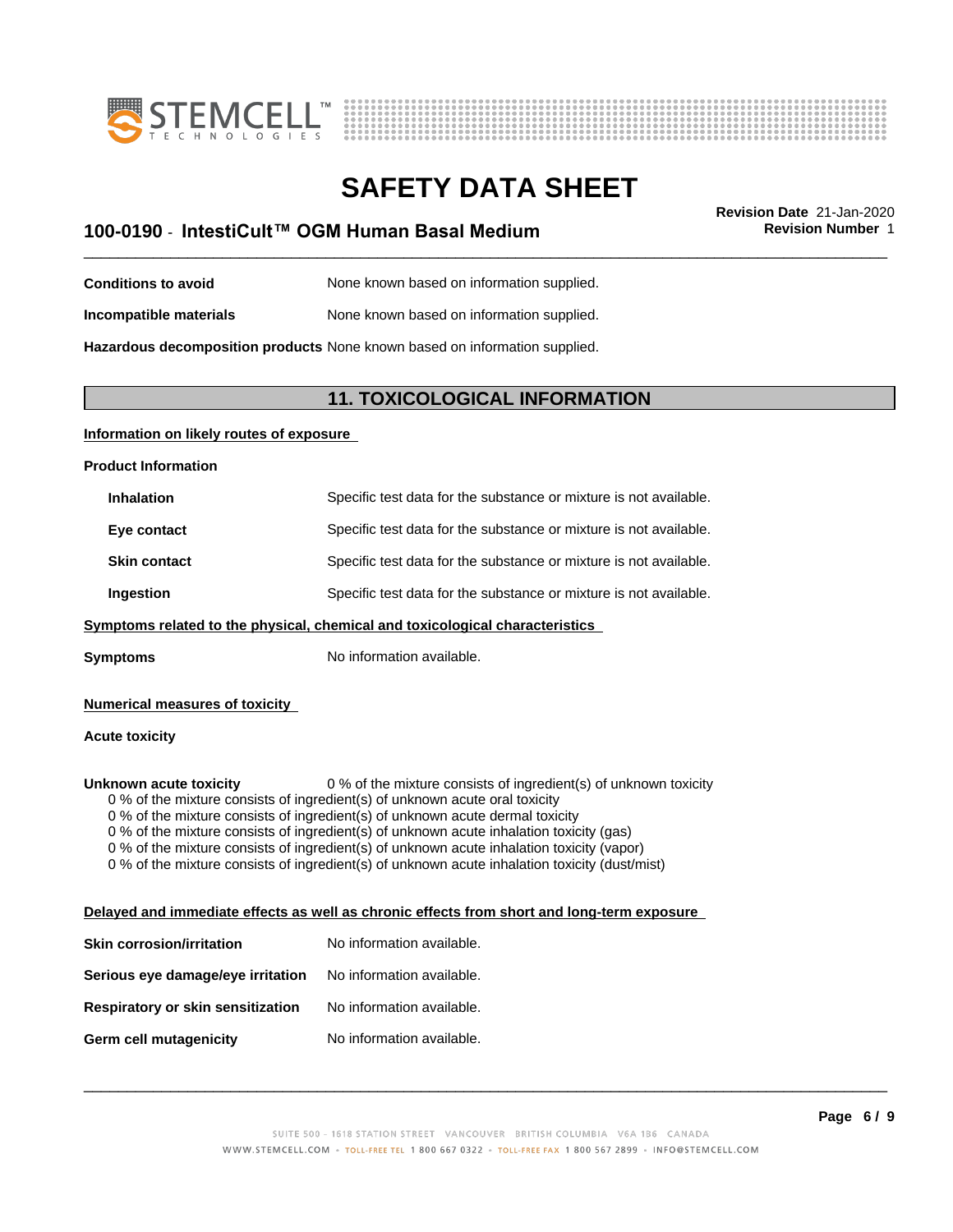**Conditions to avoid** None known based on information supplied.

**Incompatible materials** None known based on information supplied.

**Hazardous decomposition products** None known based on information supplied.

## 11. TOXICOLOGICAL INFORMATION

### Information on likely routes of exposure

**Product Information**

| | |
|---|---|
| **Inhalation** | Specific test data for the substance or mixture is not available. |
| **Eye contact** | Specific test data for the substance or mixture is not available. |
| **Skin contact** | Specific test data for the substance or mixture is not available. |
| **Ingestion** | Specific test data for the substance or mixture is not available. |

### Symptoms related to the physical, chemical and toxicological characteristics

**Symptoms** No information available.

### Numerical measures of toxicity

**Acute toxicity**

**Unknown acute toxicity** 0 % of the mixture consists of ingredient(s) of unknown toxicity

- 0 % of the mixture consists of ingredient(s) of unknown acute oral toxicity
- 0 % of the mixture consists of ingredient(s) of unknown acute dermal toxicity
- 0 % of the mixture consists of ingredient(s) of unknown acute inhalation toxicity (gas)
- 0 % of the mixture consists of ingredient(s) of unknown acute inhalation toxicity (vapor)
- 0 % of the mixture consists of ingredient(s) of unknown acute inhalation toxicity (dust/mist)

### Delayed and immediate effects as well as chronic effects from short and long-term exposure

| | |
|---|---|
| **Skin corrosion/irritation** | No information available. |
| **Serious eye damage/eye irritation** | No information available. |
| **Respiratory or skin sensitization** | No information available. |
| **Germ cell mutagenicity** | No information available. |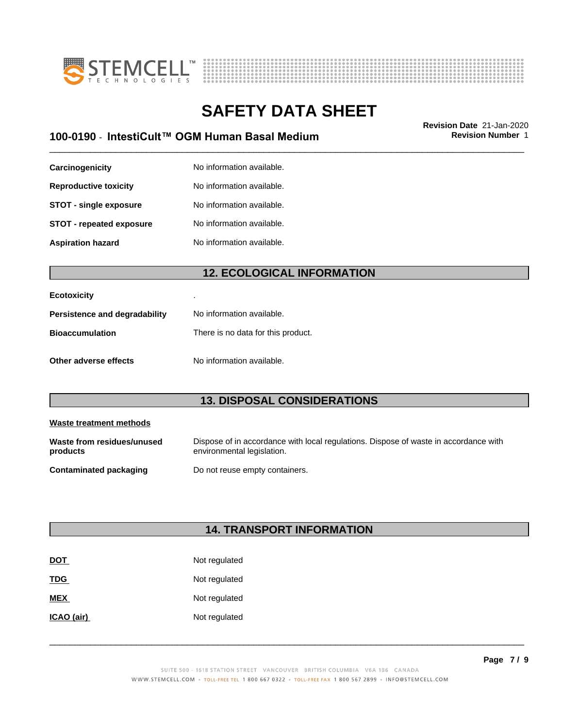| | |
|---|---|
| **Carcinogenicity** | No information available. |
| **Reproductive toxicity** | No information available. |
| **STOT - single exposure** | No information available. |
| **STOT - repeated exposure** | No information available. |
| **Aspiration hazard** | No information available. |

## 12. ECOLOGICAL INFORMATION

| | |
|---|---|
| **Ecotoxicity** | . |
| **Persistence and degradability** | No information available. |
| **Bioaccumulation** | There is no data for this product. |
| **Other adverse effects** | No information available. |

## 13. DISPOSAL CONSIDERATIONS

**Waste treatment methods**

| | |
|---|---|
| **Waste from residues/unused products** | Dispose of in accordance with local regulations. Dispose of waste in accordance with environmental legislation. |
| **Contaminated packaging** | Do not reuse empty containers. |

## 14. TRANSPORT INFORMATION

| | |
|---|---|
| **DOT** | Not regulated |
| **TDG** | Not regulated |
| **MEX** | Not regulated |
| **ICAO (air)** | Not regulated |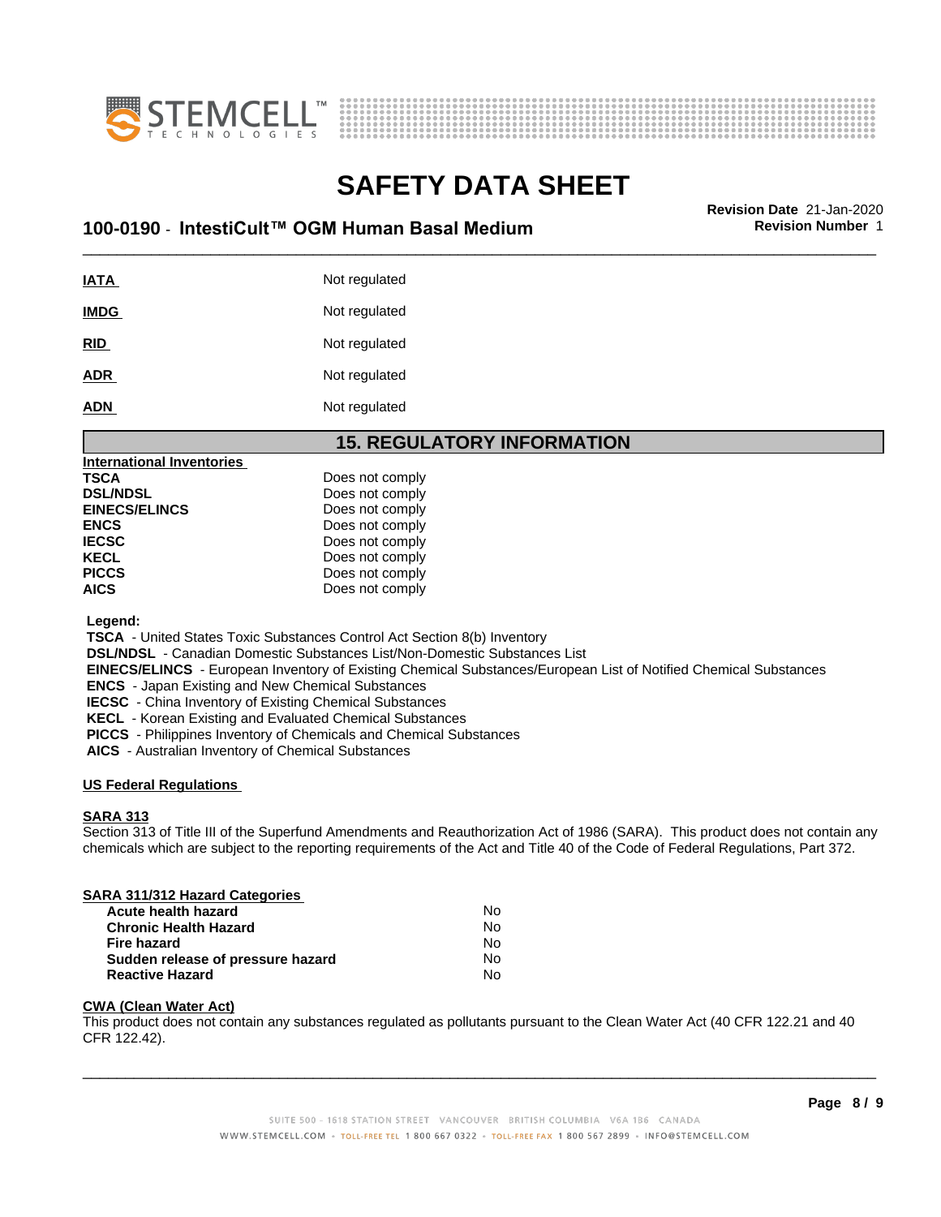| | |
|---|---|
| **IATA** | Not regulated |
| **IMDG** | Not regulated |
| **RID** | Not regulated |
| **ADR** | Not regulated |
| **ADN** | Not regulated |

## 15. REGULATORY INFORMATION

**International Inventories**

| | |
|---|---|
| **TSCA** | Does not comply |
| **DSL/NDSL** | Does not comply |
| **EINECS/ELINCS** | Does not comply |
| **ENCS** | Does not comply |
| **IECSC** | Does not comply |
| **KECL** | Does not comply |
| **PICCS** | Does not comply |
| **AICS** | Does not comply |

**Legend:**

**TSCA** - United States Toxic Substances Control Act Section 8(b) Inventory
**DSL/NDSL** - Canadian Domestic Substances List/Non-Domestic Substances List
**EINECS/ELINCS** - European Inventory of Existing Chemical Substances/European List of Notified Chemical Substances
**ENCS** - Japan Existing and New Chemical Substances
**IECSC** - China Inventory of Existing Chemical Substances
**KECL** - Korean Existing and Evaluated Chemical Substances
**PICCS** - Philippines Inventory of Chemicals and Chemical Substances
**AICS** - Australian Inventory of Chemical Substances

**US Federal Regulations**

**SARA 313**

Section 313 of Title III of the Superfund Amendments and Reauthorization Act of 1986 (SARA). This product does not contain any chemicals which are subject to the reporting requirements of the Act and Title 40 of the Code of Federal Regulations, Part 372.

**SARA 311/312 Hazard Categories**

| | |
|---|---|
| **Acute health hazard** | No |
| **Chronic Health Hazard** | No |
| **Fire hazard** | No |
| **Sudden release of pressure hazard** | No |
| **Reactive Hazard** | No |

**CWA (Clean Water Act)**

This product does not contain any substances regulated as pollutants pursuant to the Clean Water Act (40 CFR 122.21 and 40 CFR 122.42).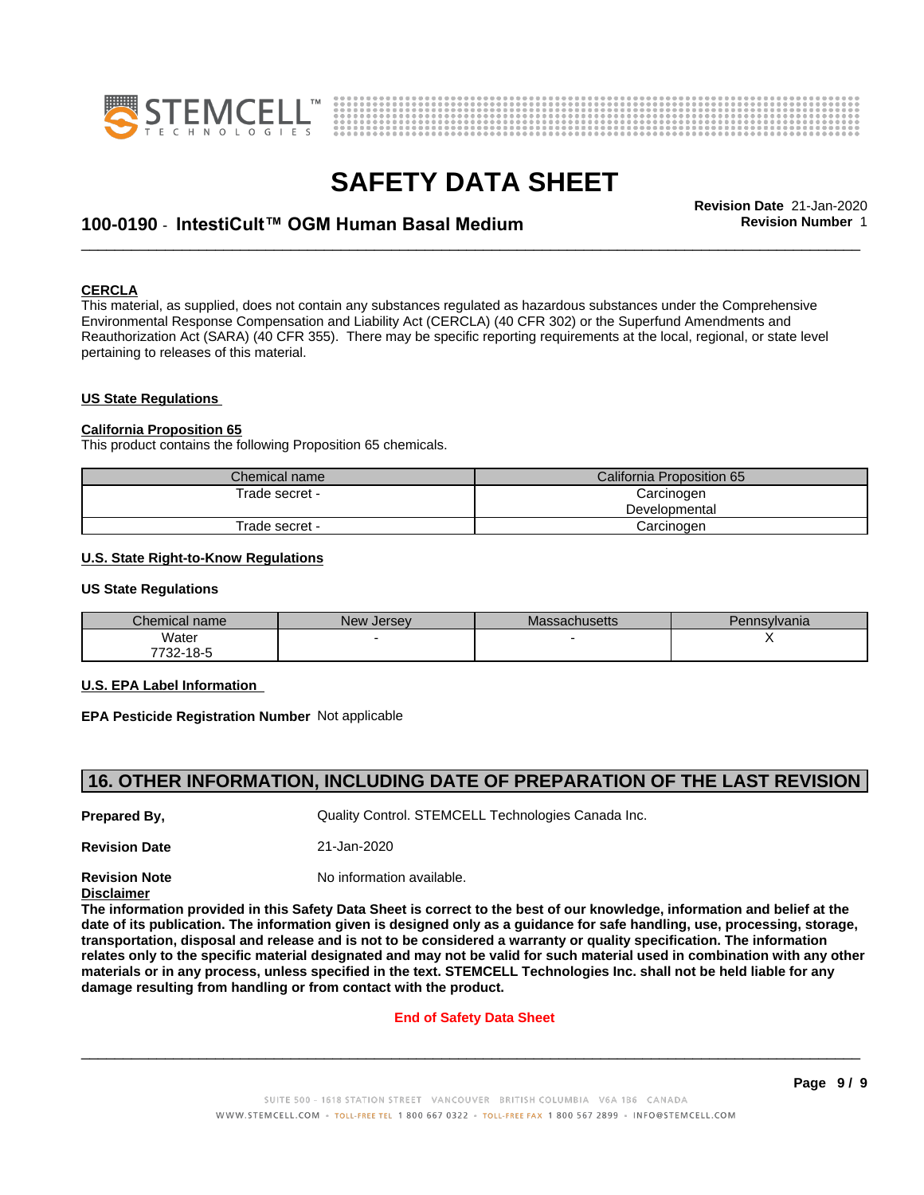**CERCLA**

This material, as supplied, does not contain any substances regulated as hazardous substances under the Comprehensive Environmental Response Compensation and Liability Act (CERCLA) (40 CFR 302) or the Superfund Amendments and Reauthorization Act (SARA) (40 CFR 355). There may be specific reporting requirements at the local, regional, or state level pertaining to releases of this material.

**US State Regulations**

**California Proposition 65**

This product contains the following Proposition 65 chemicals.

| Chemical name | California Proposition 65 |
|---|---|
| Trade secret - | Carcinogen<br>Developmental |
| Trade secret - | Carcinogen |

**U.S. State Right-to-Know Regulations**

**US State Regulations**

| Chemical name | New Jersey | Massachusetts | Pennsylvania |
|---|---|---|---|
| Water<br>7732-18-5 | - | - | X |

**U.S. EPA Label Information**

**EPA Pesticide Registration Number** Not applicable

## 16. OTHER INFORMATION, INCLUDING DATE OF PREPARATION OF THE LAST REVISION

**Prepared By,** Quality Control. STEMCELL Technologies Canada Inc.

**Revision Date** 21-Jan-2020

**Revision Note** No information available.

**Disclaimer**

**The information provided in this Safety Data Sheet is correct to the best of our knowledge, information and belief at the date of its publication. The information given is designed only as a guidance for safe handling, use, processing, storage, transportation, disposal and release and is not to be considered a warranty or quality specification. The information relates only to the specific material designated and may not be valid for such material used in combination with any other materials or in any process, unless specified in the text. STEMCELL Technologies Inc. shall not be held liable for any damage resulting from handling or from contact with the product.**

**End of Safety Data Sheet**